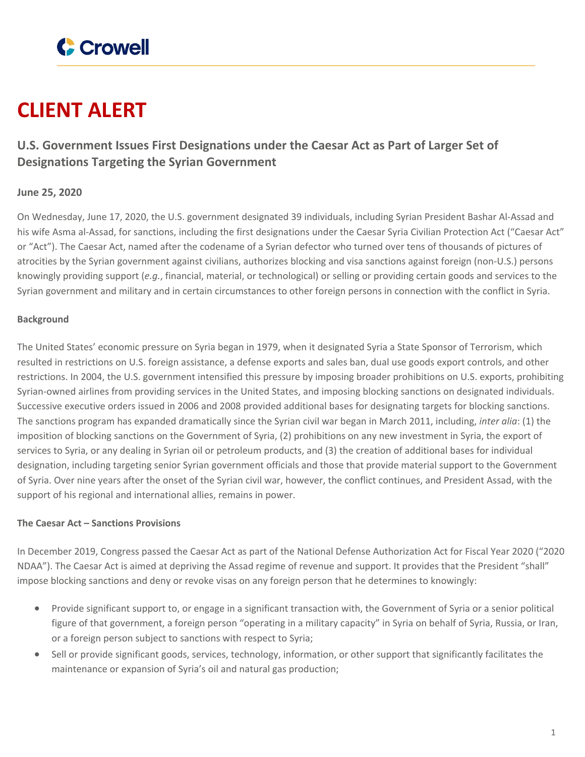# CLIENT ALERT

## U.S. Government Issues First Designations under the Caesar Act as Part of Larger Set of Designations Targeting the Syrian Government

**June 25, 2020**

On Wednesday, June 17, 2020, the U.S. government designated 39 individuals, including Syrian President Bashar Al-Assad and his wife Asma al-Assad, for sanctions, including the first designations under the Caesar Syria Civilian Protection Act ("Caesar Act" or "Act"). The Caesar Act, named after the codename of a Syrian defector who turned over tens of thousands of pictures of atrocities by the Syrian government against civilians, authorizes blocking and visa sanctions against foreign (non-U.S.) persons knowingly providing support (*e.g.*, financial, material, or technological) or selling or providing certain goods and services to the Syrian government and military and in certain circumstances to other foreign persons in connection with the conflict in Syria.

**Background**

The United States' economic pressure on Syria began in 1979, when it designated Syria a State Sponsor of Terrorism, which resulted in restrictions on U.S. foreign assistance, a defense exports and sales ban, dual use goods export controls, and other restrictions. In 2004, the U.S. government intensified this pressure by imposing broader prohibitions on U.S. exports, prohibiting Syrian-owned airlines from providing services in the United States, and imposing blocking sanctions on designated individuals. Successive executive orders issued in 2006 and 2008 provided additional bases for designating targets for blocking sanctions. The sanctions program has expanded dramatically since the Syrian civil war began in March 2011, including, *inter alia*: (1) the imposition of blocking sanctions on the Government of Syria, (2) prohibitions on any new investment in Syria, the export of services to Syria, or any dealing in Syrian oil or petroleum products, and (3) the creation of additional bases for individual designation, including targeting senior Syrian government officials and those that provide material support to the Government of Syria. Over nine years after the onset of the Syrian civil war, however, the conflict continues, and President Assad, with the support of his regional and international allies, remains in power.

**The Caesar Act – Sanctions Provisions**

In December 2019, Congress passed the Caesar Act as part of the National Defense Authorization Act for Fiscal Year 2020 ("2020 NDAA"). The Caesar Act is aimed at depriving the Assad regime of revenue and support. It provides that the President "shall" impose blocking sanctions and deny or revoke visas on any foreign person that he determines to knowingly:

- Provide significant support to, or engage in a significant transaction with, the Government of Syria or a senior political figure of that government, a foreign person "operating in a military capacity" in Syria on behalf of Syria, Russia, or Iran, or a foreign person subject to sanctions with respect to Syria;
- Sell or provide significant goods, services, technology, information, or other support that significantly facilitates the maintenance or expansion of Syria's oil and natural gas production;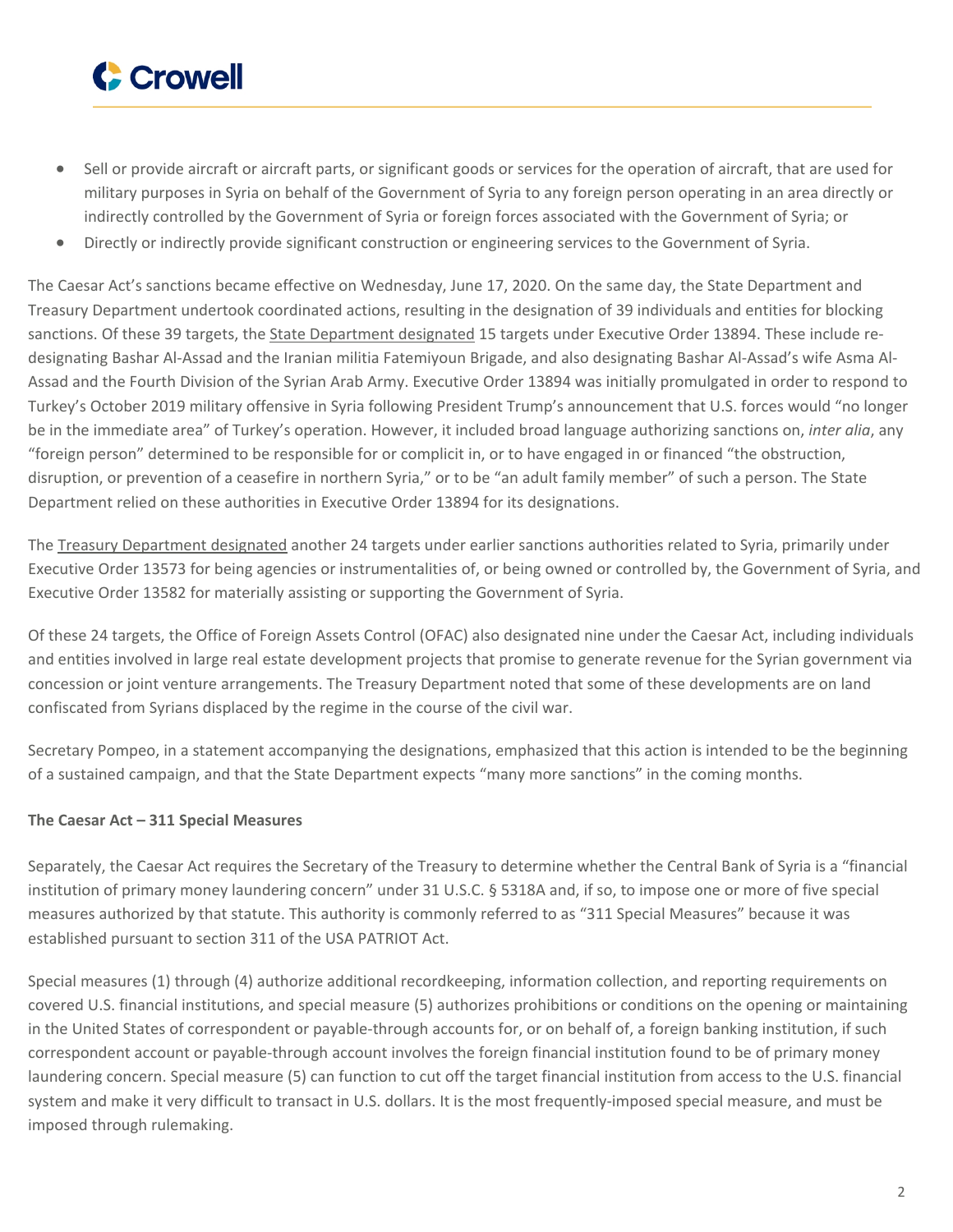- Sell or provide aircraft or aircraft parts, or significant goods or services for the operation of aircraft, that are used for military purposes in Syria on behalf of the Government of Syria to any foreign person operating in an area directly or indirectly controlled by the Government of Syria or foreign forces associated with the Government of Syria; or
- Directly or indirectly provide significant construction or engineering services to the Government of Syria.

The Caesar Act's sanctions became effective on Wednesday, June 17, 2020. On the same day, the State Department and Treasury Department undertook coordinated actions, resulting in the designation of 39 individuals and entities for blocking sanctions. Of these 39 targets, the State Department designated 15 targets under Executive Order 13894. These include re-designating Bashar Al-Assad and the Iranian militia Fatemiyoun Brigade, and also designating Bashar Al-Assad's wife Asma Al-Assad and the Fourth Division of the Syrian Arab Army. Executive Order 13894 was initially promulgated in order to respond to Turkey's October 2019 military offensive in Syria following President Trump's announcement that U.S. forces would "no longer be in the immediate area" of Turkey's operation. However, it included broad language authorizing sanctions on, *inter alia*, any "foreign person" determined to be responsible for or complicit in, or to have engaged in or financed "the obstruction, disruption, or prevention of a ceasefire in northern Syria," or to be "an adult family member" of such a person. The State Department relied on these authorities in Executive Order 13894 for its designations.

The Treasury Department designated another 24 targets under earlier sanctions authorities related to Syria, primarily under Executive Order 13573 for being agencies or instrumentalities of, or being owned or controlled by, the Government of Syria, and Executive Order 13582 for materially assisting or supporting the Government of Syria.

Of these 24 targets, the Office of Foreign Assets Control (OFAC) also designated nine under the Caesar Act, including individuals and entities involved in large real estate development projects that promise to generate revenue for the Syrian government via concession or joint venture arrangements. The Treasury Department noted that some of these developments are on land confiscated from Syrians displaced by the regime in the course of the civil war.

Secretary Pompeo, in a statement accompanying the designations, emphasized that this action is intended to be the beginning of a sustained campaign, and that the State Department expects "many more sanctions" in the coming months.

**The Caesar Act – 311 Special Measures**

Separately, the Caesar Act requires the Secretary of the Treasury to determine whether the Central Bank of Syria is a "financial institution of primary money laundering concern" under 31 U.S.C. § 5318A and, if so, to impose one or more of five special measures authorized by that statute. This authority is commonly referred to as "311 Special Measures" because it was established pursuant to section 311 of the USA PATRIOT Act.

Special measures (1) through (4) authorize additional recordkeeping, information collection, and reporting requirements on covered U.S. financial institutions, and special measure (5) authorizes prohibitions or conditions on the opening or maintaining in the United States of correspondent or payable-through accounts for, or on behalf of, a foreign banking institution, if such correspondent account or payable-through account involves the foreign financial institution found to be of primary money laundering concern. Special measure (5) can function to cut off the target financial institution from access to the U.S. financial system and make it very difficult to transact in U.S. dollars. It is the most frequently-imposed special measure, and must be imposed through rulemaking.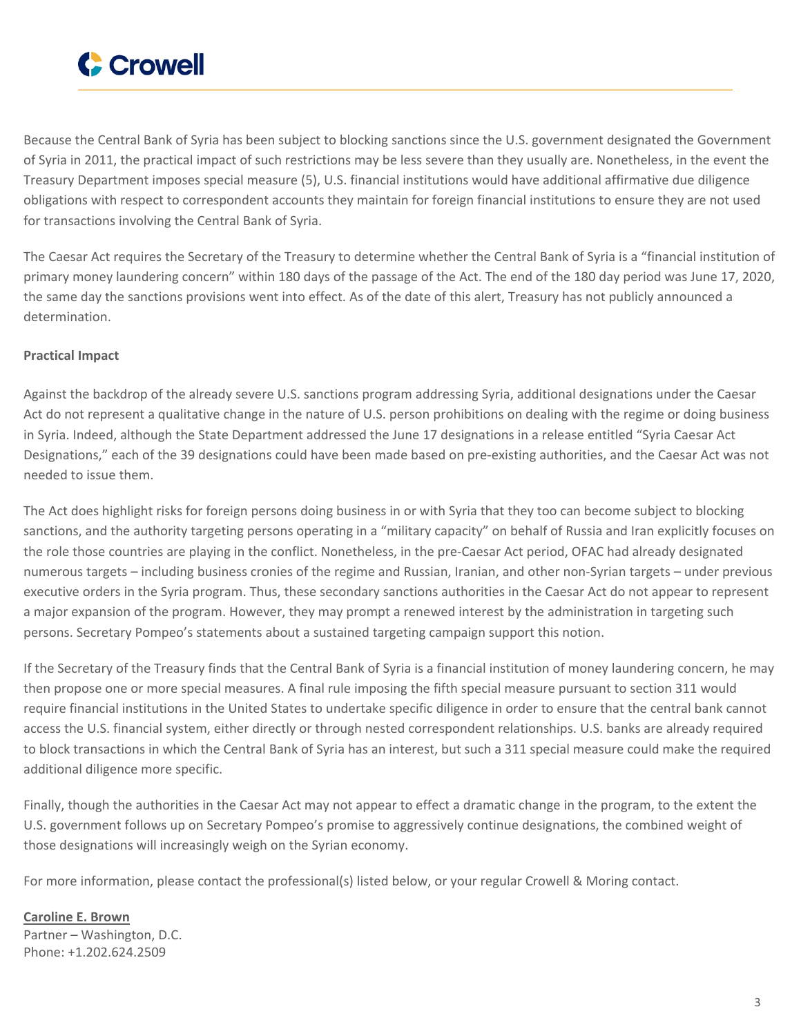Because the Central Bank of Syria has been subject to blocking sanctions since the U.S. government designated the Government of Syria in 2011, the practical impact of such restrictions may be less severe than they usually are. Nonetheless, in the event the Treasury Department imposes special measure (5), U.S. financial institutions would have additional affirmative due diligence obligations with respect to correspondent accounts they maintain for foreign financial institutions to ensure they are not used for transactions involving the Central Bank of Syria.

The Caesar Act requires the Secretary of the Treasury to determine whether the Central Bank of Syria is a "financial institution of primary money laundering concern" within 180 days of the passage of the Act. The end of the 180 day period was June 17, 2020, the same day the sanctions provisions went into effect. As of the date of this alert, Treasury has not publicly announced a determination.

**Practical Impact**

Against the backdrop of the already severe U.S. sanctions program addressing Syria, additional designations under the Caesar Act do not represent a qualitative change in the nature of U.S. person prohibitions on dealing with the regime or doing business in Syria. Indeed, although the State Department addressed the June 17 designations in a release entitled "Syria Caesar Act Designations," each of the 39 designations could have been made based on pre-existing authorities, and the Caesar Act was not needed to issue them.

The Act does highlight risks for foreign persons doing business in or with Syria that they too can become subject to blocking sanctions, and the authority targeting persons operating in a "military capacity" on behalf of Russia and Iran explicitly focuses on the role those countries are playing in the conflict. Nonetheless, in the pre-Caesar Act period, OFAC had already designated numerous targets – including business cronies of the regime and Russian, Iranian, and other non-Syrian targets – under previous executive orders in the Syria program. Thus, these secondary sanctions authorities in the Caesar Act do not appear to represent a major expansion of the program. However, they may prompt a renewed interest by the administration in targeting such persons. Secretary Pompeo's statements about a sustained targeting campaign support this notion.

If the Secretary of the Treasury finds that the Central Bank of Syria is a financial institution of money laundering concern, he may then propose one or more special measures. A final rule imposing the fifth special measure pursuant to section 311 would require financial institutions in the United States to undertake specific diligence in order to ensure that the central bank cannot access the U.S. financial system, either directly or through nested correspondent relationships. U.S. banks are already required to block transactions in which the Central Bank of Syria has an interest, but such a 311 special measure could make the required additional diligence more specific.

Finally, though the authorities in the Caesar Act may not appear to effect a dramatic change in the program, to the extent the U.S. government follows up on Secretary Pompeo's promise to aggressively continue designations, the combined weight of those designations will increasingly weigh on the Syrian economy.

For more information, please contact the professional(s) listed below, or your regular Crowell & Moring contact.

**Caroline E. Brown**
Partner – Washington, D.C.
Phone: +1.202.624.2509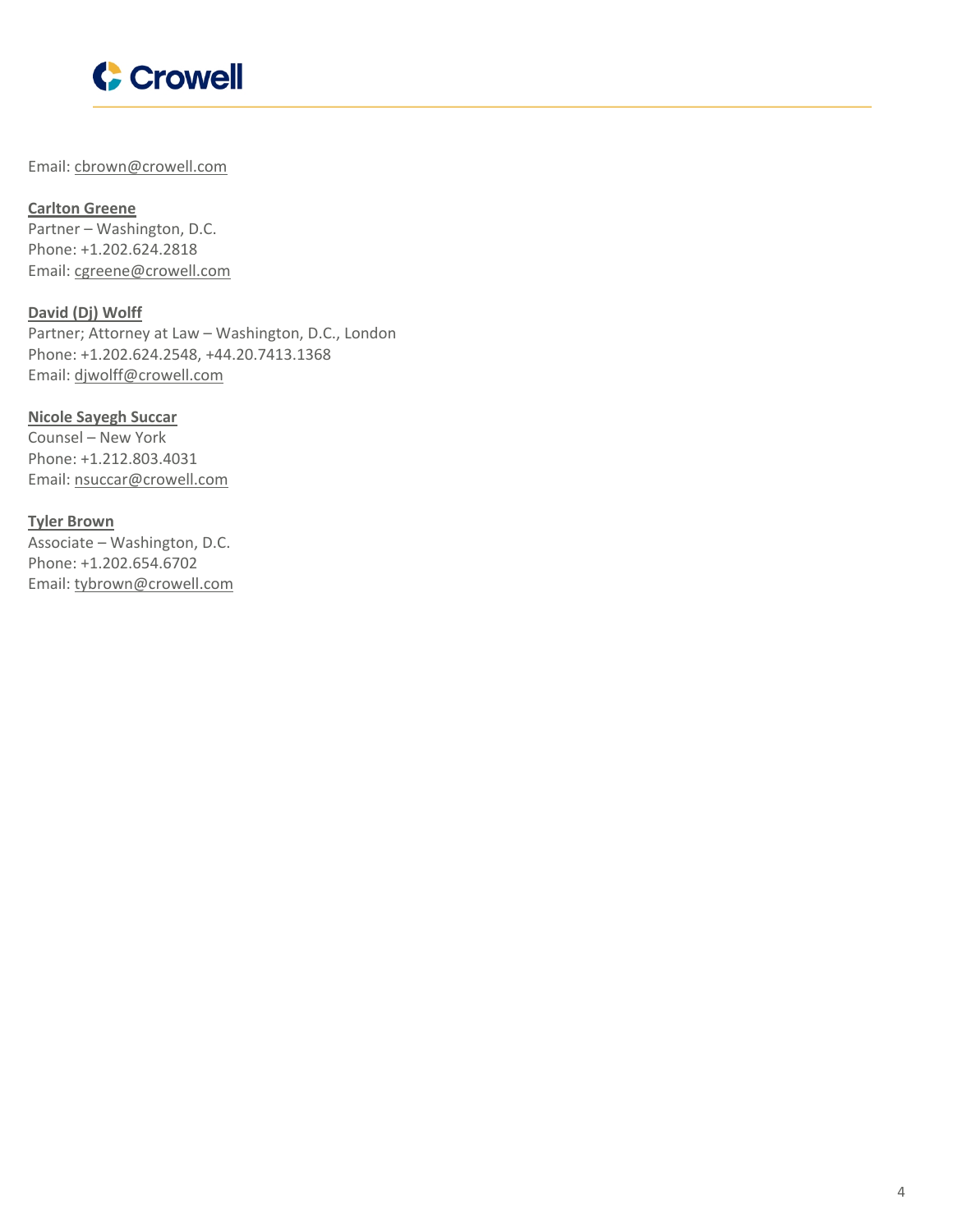Email: cbrown@crowell.com

**Carlton Greene**
Partner – Washington, D.C.
Phone: +1.202.624.2818
Email: cgreene@crowell.com

**David (Dj) Wolff**
Partner; Attorney at Law – Washington, D.C., London
Phone: +1.202.624.2548, +44.20.7413.1368
Email: djwolff@crowell.com

**Nicole Sayegh Succar**
Counsel – New York
Phone: +1.212.803.4031
Email: nsuccar@crowell.com

**Tyler Brown**
Associate – Washington, D.C.
Phone: +1.202.654.6702
Email: tybrown@crowell.com